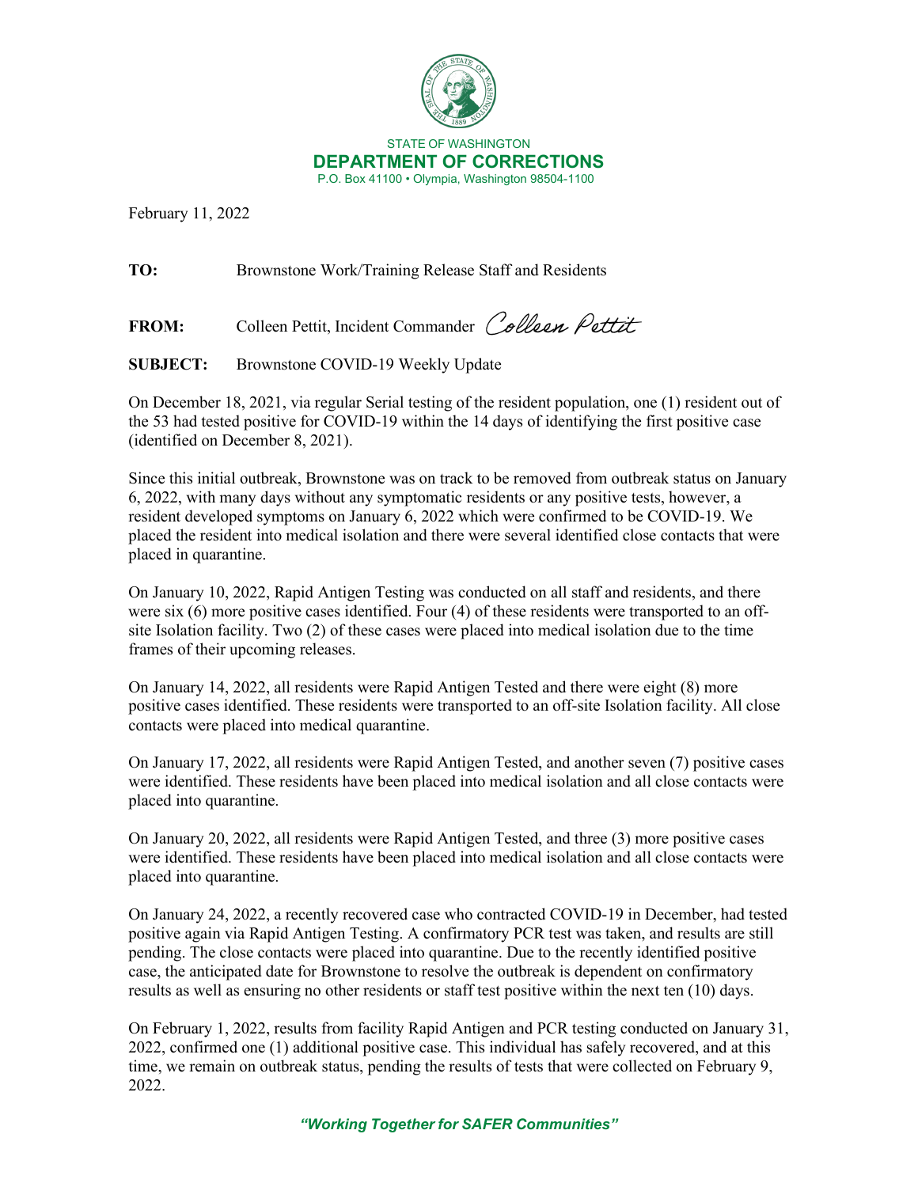STATE OF WASHINGTON
**DEPARTMENT OF CORRECTIONS**
P.O. Box 41100 • Olympia, Washington 98504-1100

February 11, 2022

**TO:** Brownstone Work/Training Release Staff and Residents

**FROM:** Colleen Pettit, Incident Commander *Colleen Pettit*

**SUBJECT:** Brownstone COVID-19 Weekly Update

On December 18, 2021, via regular Serial testing of the resident population, one (1) resident out of the 53 had tested positive for COVID-19 within the 14 days of identifying the first positive case (identified on December 8, 2021).

Since this initial outbreak, Brownstone was on track to be removed from outbreak status on January 6, 2022, with many days without any symptomatic residents or any positive tests, however, a resident developed symptoms on January 6, 2022 which were confirmed to be COVID-19. We placed the resident into medical isolation and there were several identified close contacts that were placed in quarantine.

On January 10, 2022, Rapid Antigen Testing was conducted on all staff and residents, and there were six (6) more positive cases identified. Four (4) of these residents were transported to an off-site Isolation facility. Two (2) of these cases were placed into medical isolation due to the time frames of their upcoming releases.

On January 14, 2022, all residents were Rapid Antigen Tested and there were eight (8) more positive cases identified. These residents were transported to an off-site Isolation facility. All close contacts were placed into medical quarantine.

On January 17, 2022, all residents were Rapid Antigen Tested, and another seven (7) positive cases were identified. These residents have been placed into medical isolation and all close contacts were placed into quarantine.

On January 20, 2022, all residents were Rapid Antigen Tested, and three (3) more positive cases were identified. These residents have been placed into medical isolation and all close contacts were placed into quarantine.

On January 24, 2022, a recently recovered case who contracted COVID-19 in December, had tested positive again via Rapid Antigen Testing. A confirmatory PCR test was taken, and results are still pending. The close contacts were placed into quarantine. Due to the recently identified positive case, the anticipated date for Brownstone to resolve the outbreak is dependent on confirmatory results as well as ensuring no other residents or staff test positive within the next ten (10) days.

On February 1, 2022, results from facility Rapid Antigen and PCR testing conducted on January 31, 2022, confirmed one (1) additional positive case. This individual has safely recovered, and at this time, we remain on outbreak status, pending the results of tests that were collected on February 9, 2022.

***"Working Together for SAFER Communities"***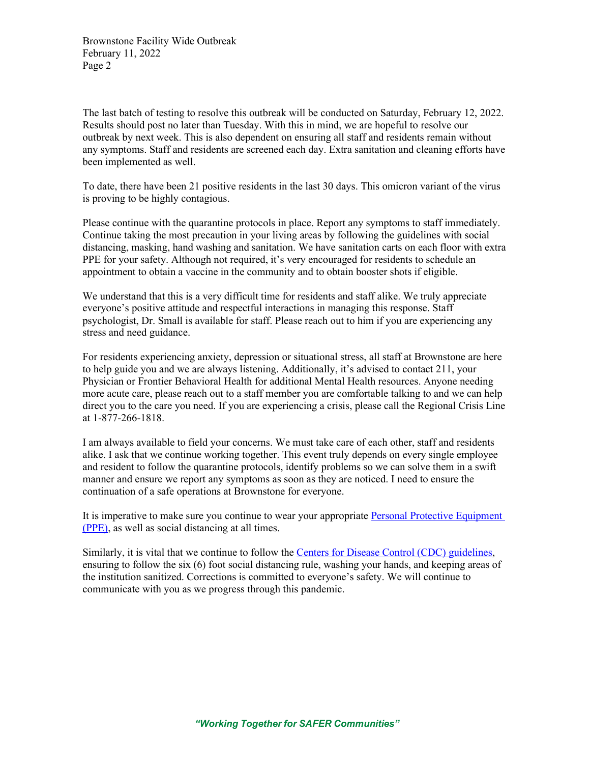The last batch of testing to resolve this outbreak will be conducted on Saturday, February 12, 2022. Results should post no later than Tuesday. With this in mind, we are hopeful to resolve our outbreak by next week. This is also dependent on ensuring all staff and residents remain without any symptoms. Staff and residents are screened each day. Extra sanitation and cleaning efforts have been implemented as well.

To date, there have been 21 positive residents in the last 30 days. This omicron variant of the virus is proving to be highly contagious.

Please continue with the quarantine protocols in place. Report any symptoms to staff immediately. Continue taking the most precaution in your living areas by following the guidelines with social distancing, masking, hand washing and sanitation. We have sanitation carts on each floor with extra PPE for your safety. Although not required, it's very encouraged for residents to schedule an appointment to obtain a vaccine in the community and to obtain booster shots if eligible.

We understand that this is a very difficult time for residents and staff alike. We truly appreciate everyone's positive attitude and respectful interactions in managing this response. Staff psychologist, Dr. Small is available for staff. Please reach out to him if you are experiencing any stress and need guidance.

For residents experiencing anxiety, depression or situational stress, all staff at Brownstone are here to help guide you and we are always listening. Additionally, it's advised to contact 211, your Physician or Frontier Behavioral Health for additional Mental Health resources. Anyone needing more acute care, please reach out to a staff member you are comfortable talking to and we can help direct you to the care you need. If you are experiencing a crisis, please call the Regional Crisis Line at 1-877-266-1818.

I am always available to field your concerns. We must take care of each other, staff and residents alike. I ask that we continue working together. This event truly depends on every single employee and resident to follow the quarantine protocols, identify problems so we can solve them in a swift manner and ensure we report any symptoms as soon as they are noticed. I need to ensure the continuation of a safe operations at Brownstone for everyone.

It is imperative to make sure you continue to wear your appropriate Personal Protective Equipment (PPE), as well as social distancing at all times.

Similarly, it is vital that we continue to follow the Centers for Disease Control (CDC) guidelines, ensuring to follow the six (6) foot social distancing rule, washing your hands, and keeping areas of the institution sanitized. Corrections is committed to everyone's safety. We will continue to communicate with you as we progress through this pandemic.